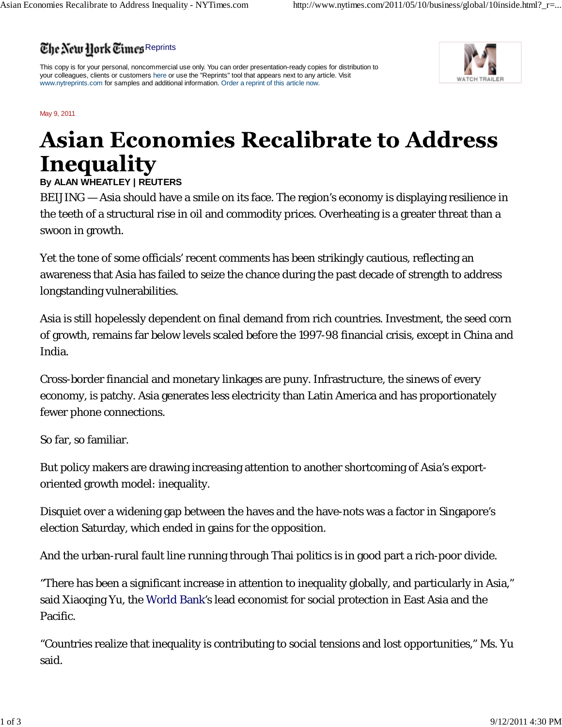The New York Times Reprints

This copy is for your personal, noncommercial use only. You can order presentation-ready copies for distribution to your colleagues, clients or customers here or use the "Reprints" tool that appears next to any article. Visit www.nytreprints.com for samples and additional information. Order a reprint of this article now.

May 9, 2011

# Asian Economies Recalibrate to Address Inequality

**By ALAN WHEATLEY | REUTERS**

BEIJING — Asia should have a smile on its face. The region's economy is displaying resilience in the teeth of a structural rise in oil and commodity prices. Overheating is a greater threat than a swoon in growth.

Yet the tone of some officials' recent comments has been strikingly cautious, reflecting an awareness that Asia has failed to seize the chance during the past decade of strength to address longstanding vulnerabilities.

Asia is still hopelessly dependent on final demand from rich countries. Investment, the seed corn of growth, remains far below levels scaled before the 1997-98 financial crisis, except in China and India.

Cross-border financial and monetary linkages are puny. Infrastructure, the sinews of every economy, is patchy. Asia generates less electricity than Latin America and has proportionately fewer phone connections.

So far, so familiar.

But policy makers are drawing increasing attention to another shortcoming of Asia's export-oriented growth model: inequality.

Disquiet over a widening gap between the haves and the have-nots was a factor in Singapore's election Saturday, which ended in gains for the opposition.

And the urban-rural fault line running through Thai politics is in good part a rich-poor divide.

"There has been a significant increase in attention to inequality globally, and particularly in Asia," said Xiaoqing Yu, the World Bank's lead economist for social protection in East Asia and the Pacific.

"Countries realize that inequality is contributing to social tensions and lost opportunities," Ms. Yu said.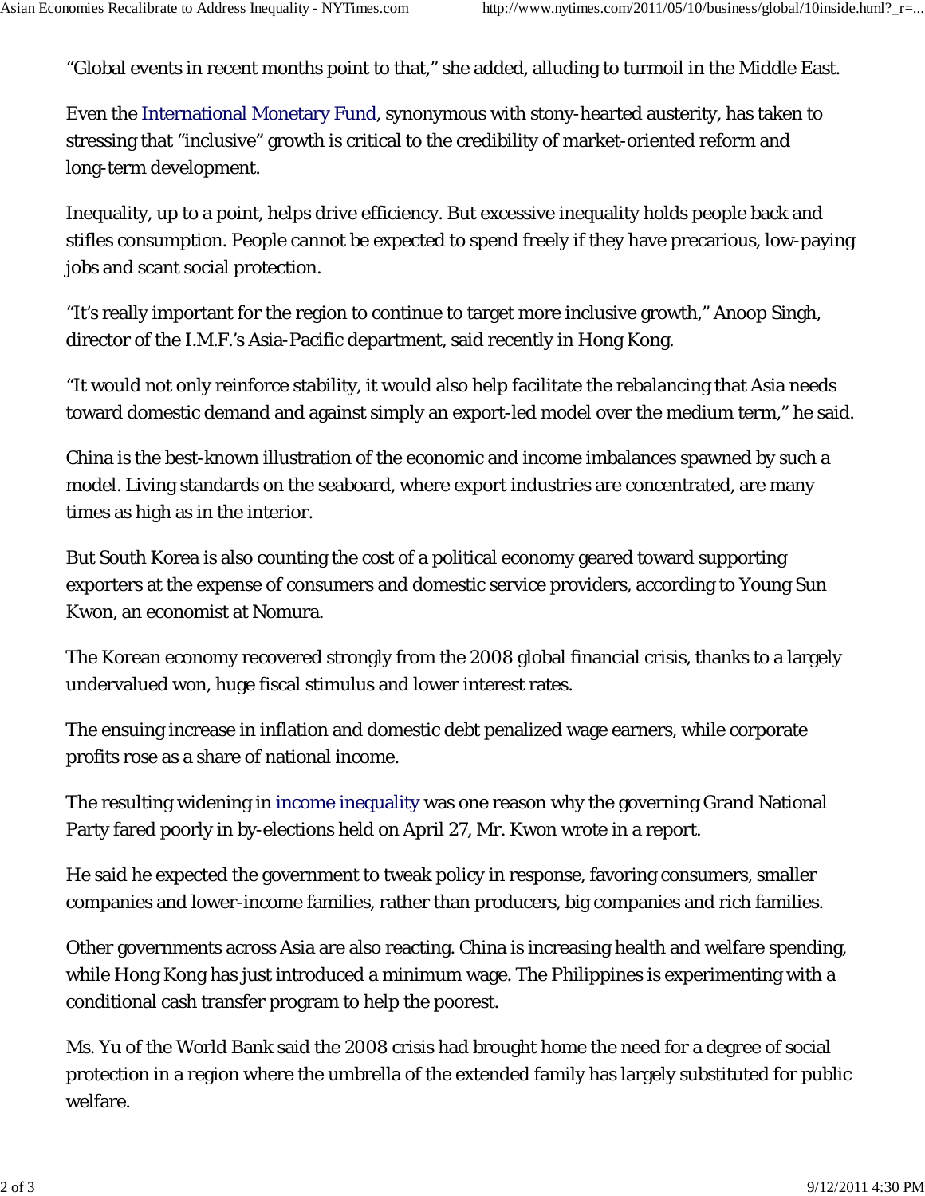“Global events in recent months point to that,” she added, alluding to turmoil in the Middle East.

Even the International Monetary Fund, synonymous with stony-hearted austerity, has taken to stressing that “inclusive” growth is critical to the credibility of market-oriented reform and long-term development.

Inequality, up to a point, helps drive efficiency. But excessive inequality holds people back and stifles consumption. People cannot be expected to spend freely if they have precarious, low-paying jobs and scant social protection.

“It’s really important for the region to continue to target more inclusive growth,” Anoop Singh, director of the I.M.F.’s Asia-Pacific department, said recently in Hong Kong.

“It would not only reinforce stability, it would also help facilitate the rebalancing that Asia needs toward domestic demand and against simply an export-led model over the medium term,” he said.

China is the best-known illustration of the economic and income imbalances spawned by such a model. Living standards on the seaboard, where export industries are concentrated, are many times as high as in the interior.

But South Korea is also counting the cost of a political economy geared toward supporting exporters at the expense of consumers and domestic service providers, according to Young Sun Kwon, an economist at Nomura.

The Korean economy recovered strongly from the 2008 global financial crisis, thanks to a largely undervalued won, huge fiscal stimulus and lower interest rates.

The ensuing increase in inflation and domestic debt penalized wage earners, while corporate profits rose as a share of national income.

The resulting widening in income inequality was one reason why the governing Grand National Party fared poorly in by-elections held on April 27, Mr. Kwon wrote in a report.

He said he expected the government to tweak policy in response, favoring consumers, smaller companies and lower-income families, rather than producers, big companies and rich families.

Other governments across Asia are also reacting. China is increasing health and welfare spending, while Hong Kong has just introduced a minimum wage. The Philippines is experimenting with a conditional cash transfer program to help the poorest.

Ms. Yu of the World Bank said the 2008 crisis had brought home the need for a degree of social protection in a region where the umbrella of the extended family has largely substituted for public welfare.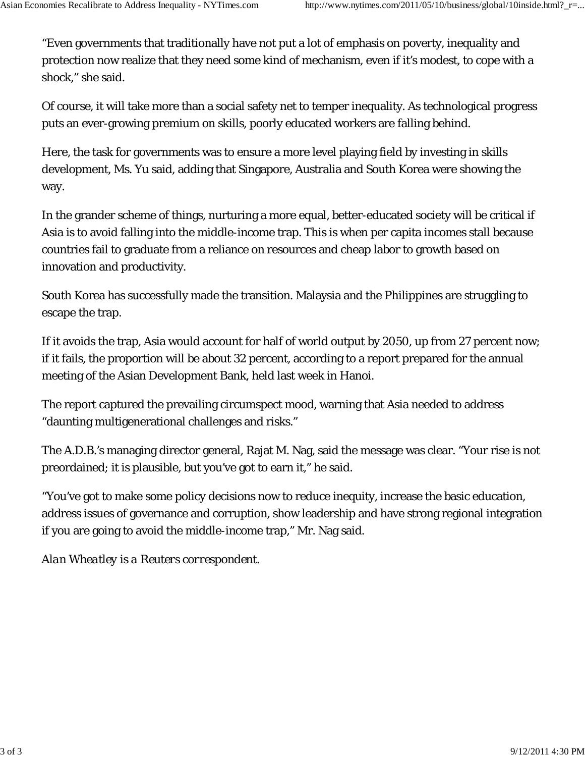“Even governments that traditionally have not put a lot of emphasis on poverty, inequality and protection now realize that they need some kind of mechanism, even if it’s modest, to cope with a shock,” she said.

Of course, it will take more than a social safety net to temper inequality. As technological progress puts an ever-growing premium on skills, poorly educated workers are falling behind.

Here, the task for governments was to ensure a more level playing field by investing in skills development, Ms. Yu said, adding that Singapore, Australia and South Korea were showing the way.

In the grander scheme of things, nurturing a more equal, better-educated society will be critical if Asia is to avoid falling into the middle-income trap. This is when per capita incomes stall because countries fail to graduate from a reliance on resources and cheap labor to growth based on innovation and productivity.

South Korea has successfully made the transition. Malaysia and the Philippines are struggling to escape the trap.

If it avoids the trap, Asia would account for half of world output by 2050, up from 27 percent now; if it fails, the proportion will be about 32 percent, according to a report prepared for the annual meeting of the Asian Development Bank, held last week in Hanoi.

The report captured the prevailing circumspect mood, warning that Asia needed to address “daunting multigenerational challenges and risks.”

The A.D.B.’s managing director general, Rajat M. Nag, said the message was clear. “Your rise is not preordained; it is plausible, but you’ve got to earn it,” he said.

“You’ve got to make some policy decisions now to reduce inequity, increase the basic education, address issues of governance and corruption, show leadership and have strong regional integration if you are going to avoid the middle-income trap,” Mr. Nag said.

*Alan Wheatley is a Reuters correspondent.*